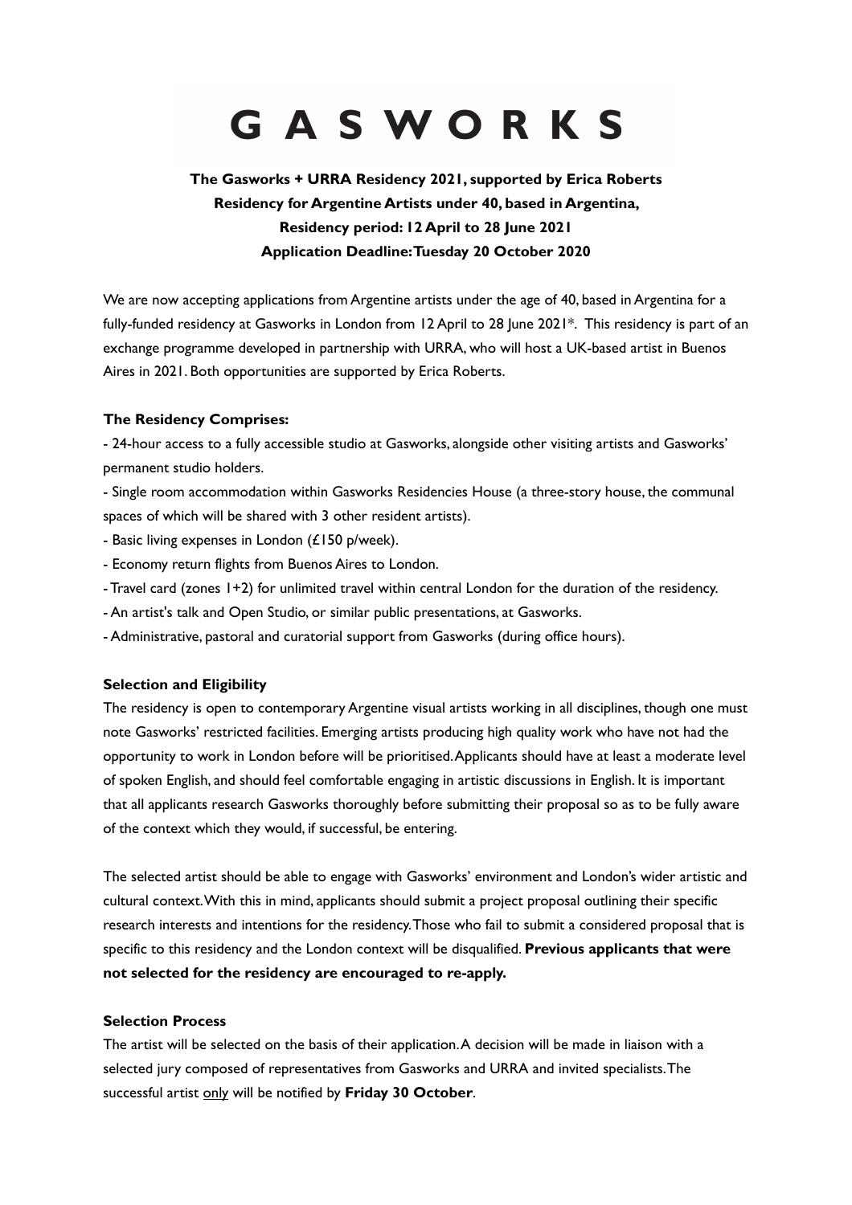# G A S W O R K S

**The Gasworks + URRA Residency 2021, supported by Erica Roberts**
**Residency for Argentine Artists under 40, based in Argentina,**
**Residency period: 12 April to 28 June 2021**
**Application Deadline: Tuesday 20 October 2020**

We are now accepting applications from Argentine artists under the age of 40, based in Argentina for a fully-funded residency at Gasworks in London from 12 April to 28 June 2021*. This residency is part of an exchange programme developed in partnership with URRA, who will host a UK-based artist in Buenos Aires in 2021. Both opportunities are supported by Erica Roberts.

**The Residency Comprises:**

- 24-hour access to a fully accessible studio at Gasworks, alongside other visiting artists and Gasworks' permanent studio holders.
- Single room accommodation within Gasworks Residencies House (a three-story house, the communal spaces of which will be shared with 3 other resident artists).
- Basic living expenses in London (£150 p/week).
- Economy return flights from Buenos Aires to London.
- Travel card (zones 1+2) for unlimited travel within central London for the duration of the residency.
- An artist's talk and Open Studio, or similar public presentations, at Gasworks.
- Administrative, pastoral and curatorial support from Gasworks (during office hours).

**Selection and Eligibility**

The residency is open to contemporary Argentine visual artists working in all disciplines, though one must note Gasworks' restricted facilities. Emerging artists producing high quality work who have not had the opportunity to work in London before will be prioritised. Applicants should have at least a moderate level of spoken English, and should feel comfortable engaging in artistic discussions in English. It is important that all applicants research Gasworks thoroughly before submitting their proposal so as to be fully aware of the context which they would, if successful, be entering.

The selected artist should be able to engage with Gasworks' environment and London's wider artistic and cultural context. With this in mind, applicants should submit a project proposal outlining their specific research interests and intentions for the residency. Those who fail to submit a considered proposal that is specific to this residency and the London context will be disqualified. **Previous applicants that were not selected for the residency are encouraged to re-apply.**

**Selection Process**

The artist will be selected on the basis of their application. A decision will be made in liaison with a selected jury composed of representatives from Gasworks and URRA and invited specialists. The successful artist only will be notified by **Friday 30 October**.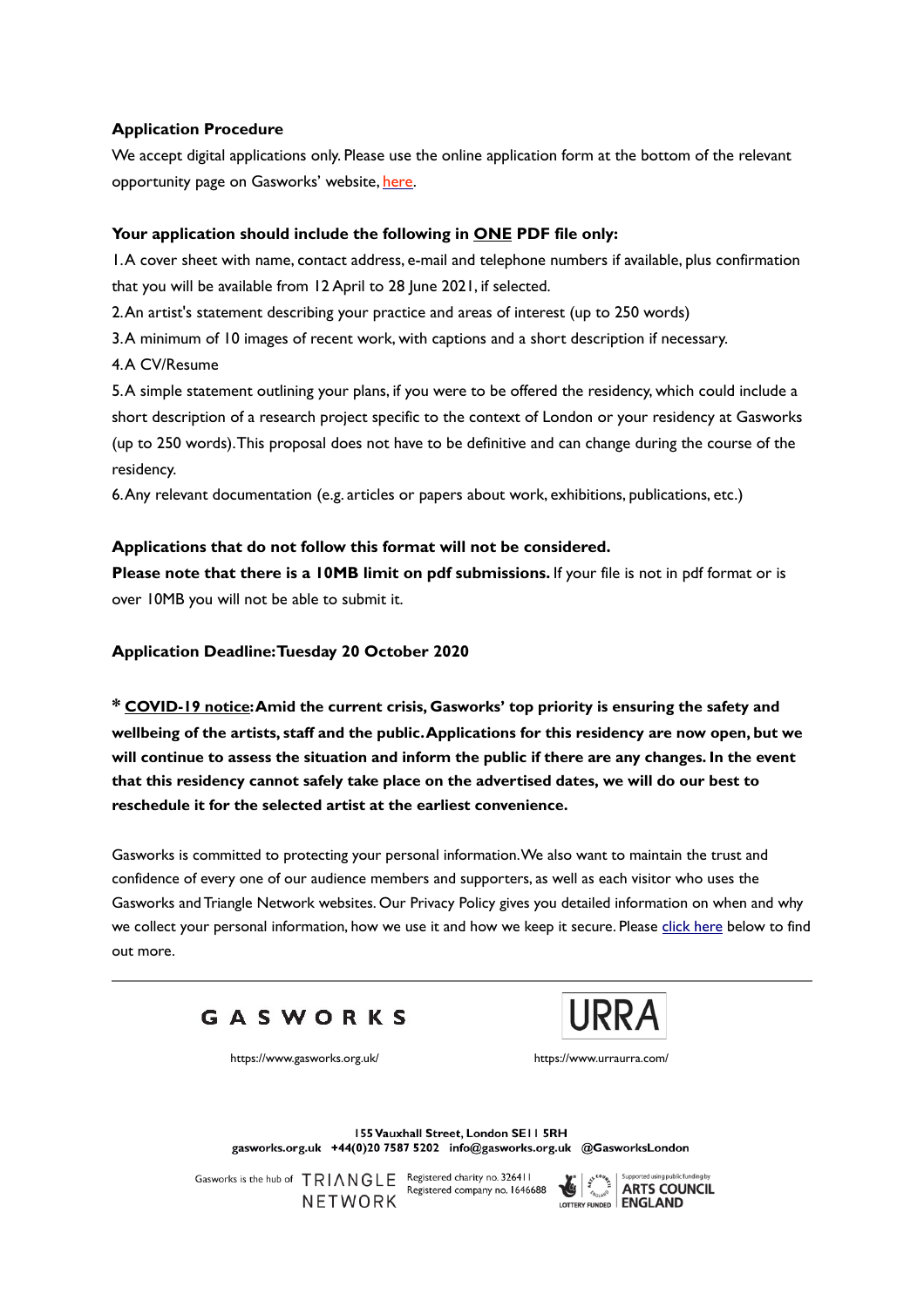**Application Procedure**

We accept digital applications only. Please use the online application form at the bottom of the relevant opportunity page on Gasworks' website, here.

**Your application should include the following in ONE PDF file only:**

1. A cover sheet with name, contact address, e-mail and telephone numbers if available, plus confirmation that you will be available from 12 April to 28 June 2021, if selected.
2. An artist's statement describing your practice and areas of interest (up to 250 words)
3. A minimum of 10 images of recent work, with captions and a short description if necessary.
4. A CV/Resume
5. A simple statement outlining your plans, if you were to be offered the residency, which could include a short description of a research project specific to the context of London or your residency at Gasworks (up to 250 words). This proposal does not have to be definitive and can change during the course of the residency.
6. Any relevant documentation (e.g. articles or papers about work, exhibitions, publications, etc.)

**Applications that do not follow this format will not be considered.**

**Please note that there is a 10MB limit on pdf submissions.** If your file is not in pdf format or is over 10MB you will not be able to submit it.

**Application Deadline: Tuesday 20 October 2020**

**\* COVID-19 notice: Amid the current crisis, Gasworks' top priority is ensuring the safety and wellbeing of the artists, staff and the public. Applications for this residency are now open, but we will continue to assess the situation and inform the public if there are any changes. In the event that this residency cannot safely take place on the advertised dates, we will do our best to reschedule it for the selected artist at the earliest convenience.**

Gasworks is committed to protecting your personal information. We also want to maintain the trust and confidence of every one of our audience members and supporters, as well as each visitor who uses the Gasworks and Triangle Network websites. Our Privacy Policy gives you detailed information on when and why we collect your personal information, how we use it and how we keep it secure. Please click here below to find out more.

---

GASWORKS

https://www.gasworks.org.uk/

URRA

https://www.urraurra.com/

155 Vauxhall Street, London SE11 5RH
gasworks.org.uk +44(0)20 7587 5202 info@gasworks.org.uk @GasworksLondon

Gasworks is the hub of TRIANGLE NETWORK Registered charity no. 326411 Registered company no. 1646688

LOTTERY FUNDED | Supported using public funding by ARTS COUNCIL ENGLAND